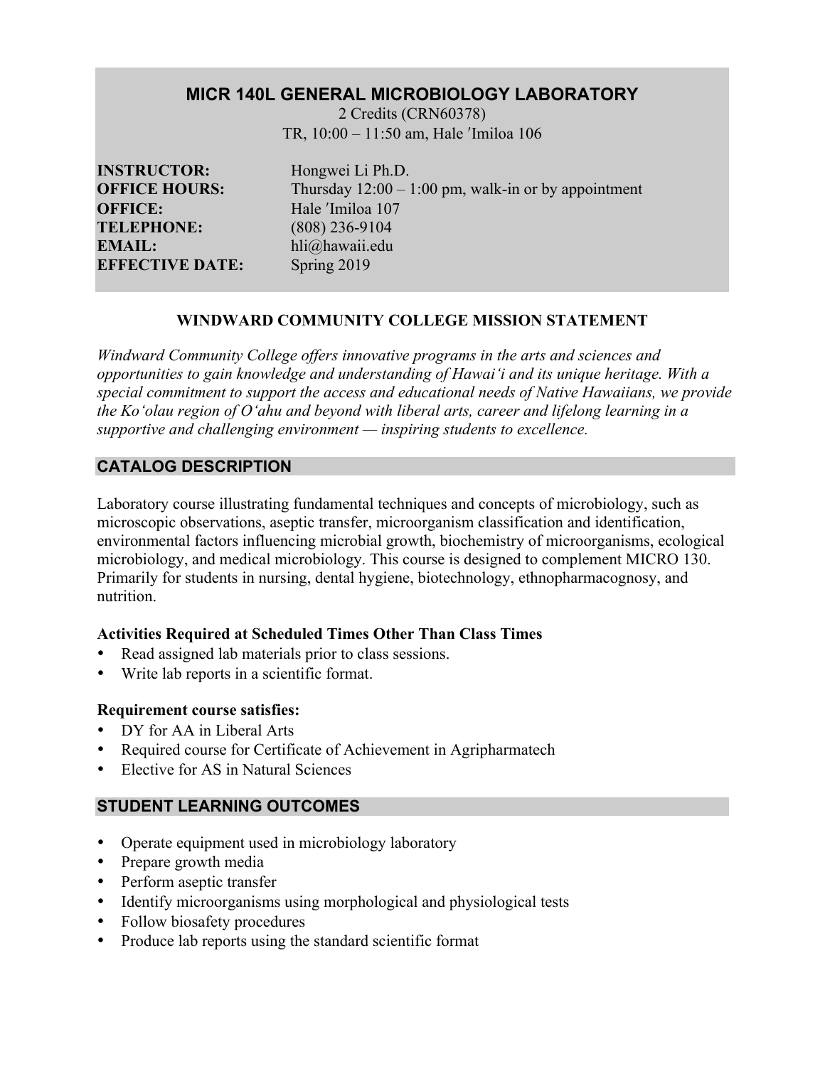# MICR 140L GENERAL MICROBIOLOGY LABORATORY

2 Credits (CRN60378)
TR, 10:00 – 11:50 am, Hale ʹImiloa 106

**INSTRUCTOR:** Hongwei Li Ph.D.
**OFFICE HOURS:** Thursday 12:00 – 1:00 pm, walk-in or by appointment
**OFFICE:** Hale ʹImiloa 107
**TELEPHONE:** (808) 236-9104
**EMAIL:** hli@hawaii.edu
**EFFECTIVE DATE:** Spring 2019

### WINDWARD COMMUNITY COLLEGE MISSION STATEMENT

*Windward Community College offers innovative programs in the arts and sciences and opportunities to gain knowledge and understanding of Hawaiʻi and its unique heritage. With a special commitment to support the access and educational needs of Native Hawaiians, we provide the Koʻolau region of Oʻahu and beyond with liberal arts, career and lifelong learning in a supportive and challenging environment — inspiring students to excellence.*

## CATALOG DESCRIPTION

Laboratory course illustrating fundamental techniques and concepts of microbiology, such as microscopic observations, aseptic transfer, microorganism classification and identification, environmental factors influencing microbial growth, biochemistry of microorganisms, ecological microbiology, and medical microbiology. This course is designed to complement MICRO 130. Primarily for students in nursing, dental hygiene, biotechnology, ethnopharmacognosy, and nutrition.

**Activities Required at Scheduled Times Other Than Class Times**

- Read assigned lab materials prior to class sessions.
- Write lab reports in a scientific format.

**Requirement course satisfies:**

- DY for AA in Liberal Arts
- Required course for Certificate of Achievement in Agripharmatech
- Elective for AS in Natural Sciences

## STUDENT LEARNING OUTCOMES

- Operate equipment used in microbiology laboratory
- Prepare growth media
- Perform aseptic transfer
- Identify microorganisms using morphological and physiological tests
- Follow biosafety procedures
- Produce lab reports using the standard scientific format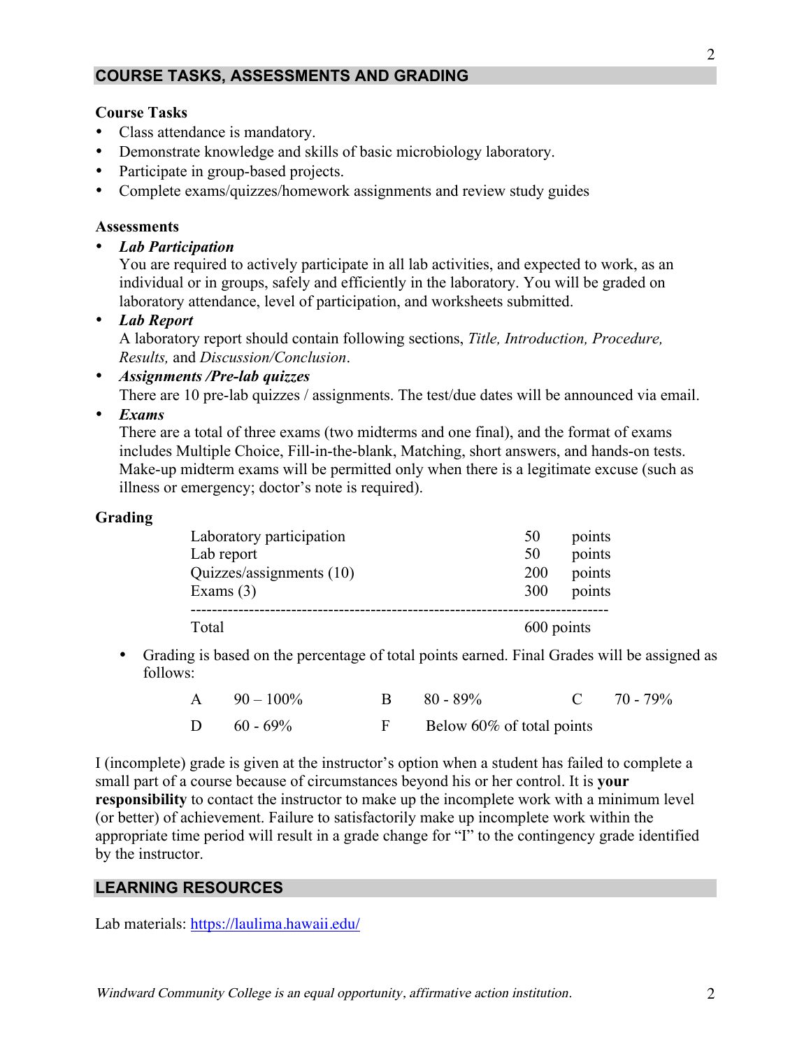## COURSE TASKS, ASSESSMENTS AND GRADING

**Course Tasks**

- Class attendance is mandatory.
- Demonstrate knowledge and skills of basic microbiology laboratory.
- Participate in group-based projects.
- Complete exams/quizzes/homework assignments and review study guides

**Assessments**

- ***Lab Participation***
  You are required to actively participate in all lab activities, and expected to work, as an individual or in groups, safely and efficiently in the laboratory. You will be graded on laboratory attendance, level of participation, and worksheets submitted.
- ***Lab Report***
  A laboratory report should contain following sections, *Title, Introduction, Procedure, Results,* and *Discussion/Conclusion*.
- ***Assignments /Pre-lab quizzes***
  There are 10 pre-lab quizzes / assignments. The test/due dates will be announced via email.
- ***Exams***
  There are a total of three exams (two midterms and one final), and the format of exams includes Multiple Choice, Fill-in-the-blank, Matching, short answers, and hands-on tests. Make-up midterm exams will be permitted only when there is a legitimate excuse (such as illness or emergency; doctor's note is required).

**Grading**

| | | |
|---|---|---|
| Laboratory participation | 50 | points |
| Lab report | 50 | points |
| Quizzes/assignments (10) | 200 | points |
| Exams (3) | 300 | points |
| Total | 600 points | |

- Grading is based on the percentage of total points earned. Final Grades will be assigned as follows:

| | | | | | |
|---|---|---|---|---|---|
| A | 90 – 100% | B | 80 - 89% | C | 70 - 79% |
| D | 60 - 69% | F | Below 60% of total points | | |

I (incomplete) grade is given at the instructor's option when a student has failed to complete a small part of a course because of circumstances beyond his or her control. It is **your responsibility** to contact the instructor to make up the incomplete work with a minimum level (or better) of achievement. Failure to satisfactorily make up incomplete work within the appropriate time period will result in a grade change for "I" to the contingency grade identified by the instructor.

## LEARNING RESOURCES

Lab materials: https://laulima.hawaii.edu/

*Windward Community College is an equal opportunity, affirmative action institution.*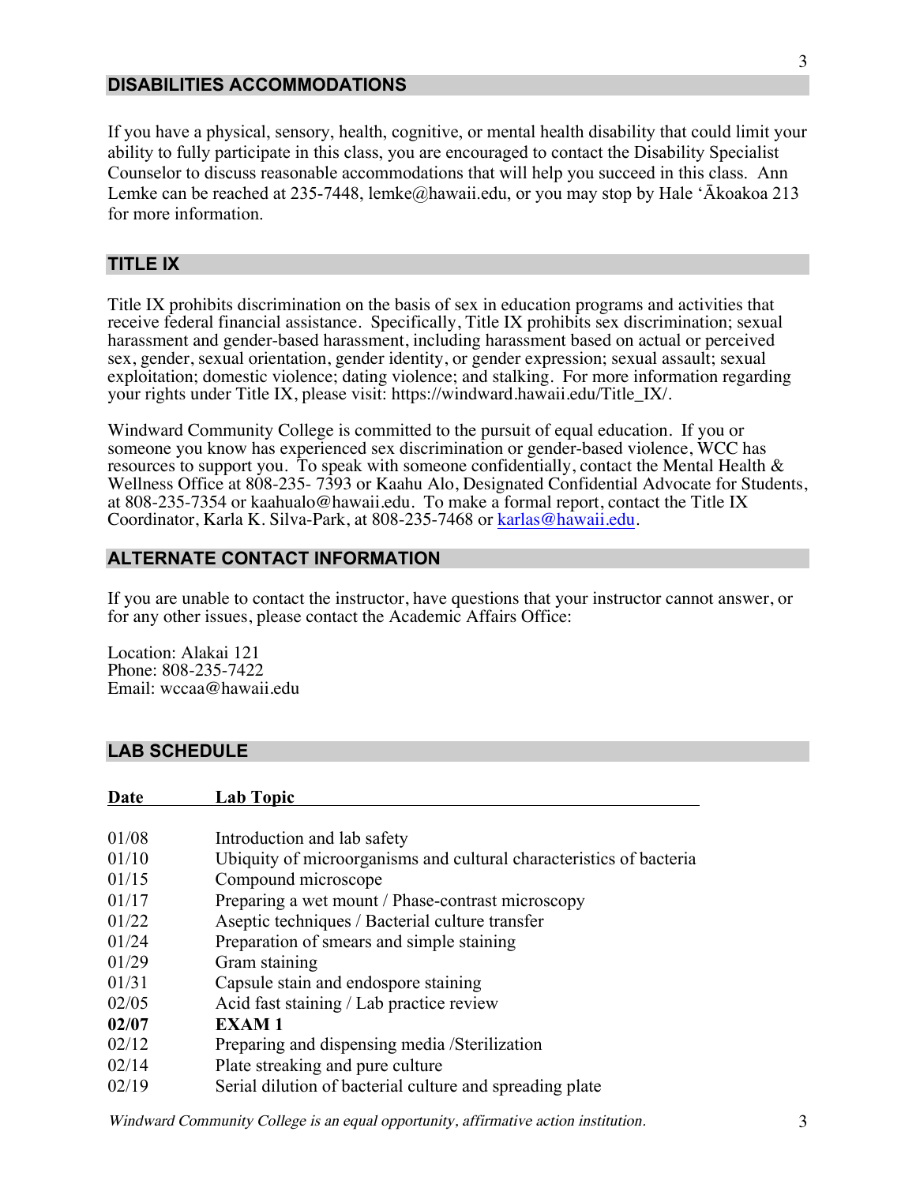## DISABILITIES ACCOMMODATIONS

If you have a physical, sensory, health, cognitive, or mental health disability that could limit your ability to fully participate in this class, you are encouraged to contact the Disability Specialist Counselor to discuss reasonable accommodations that will help you succeed in this class. Ann Lemke can be reached at 235-7448, lemke@hawaii.edu, or you may stop by Hale ʻĀkoakoa 213 for more information.

## TITLE IX

Title IX prohibits discrimination on the basis of sex in education programs and activities that receive federal financial assistance. Specifically, Title IX prohibits sex discrimination; sexual harassment and gender-based harassment, including harassment based on actual or perceived sex, gender, sexual orientation, gender identity, or gender expression; sexual assault; sexual exploitation; domestic violence; dating violence; and stalking. For more information regarding your rights under Title IX, please visit: https://windward.hawaii.edu/Title_IX/.

Windward Community College is committed to the pursuit of equal education. If you or someone you know has experienced sex discrimination or gender-based violence, WCC has resources to support you. To speak with someone confidentially, contact the Mental Health & Wellness Office at 808-235- 7393 or Kaahu Alo, Designated Confidential Advocate for Students, at 808-235-7354 or kaahualo@hawaii.edu. To make a formal report, contact the Title IX Coordinator, Karla K. Silva-Park, at 808-235-7468 or karlas@hawaii.edu.

## ALTERNATE CONTACT INFORMATION

If you are unable to contact the instructor, have questions that your instructor cannot answer, or for any other issues, please contact the Academic Affairs Office:

Location: Alakai 121
Phone: 808-235-7422
Email: wccaa@hawaii.edu

## LAB SCHEDULE

| Date | Lab Topic |
|---|---|
| 01/08 | Introduction and lab safety |
| 01/10 | Ubiquity of microorganisms and cultural characteristics of bacteria |
| 01/15 | Compound microscope |
| 01/17 | Preparing a wet mount / Phase-contrast microscopy |
| 01/22 | Aseptic techniques / Bacterial culture transfer |
| 01/24 | Preparation of smears and simple staining |
| 01/29 | Gram staining |
| 01/31 | Capsule stain and endospore staining |
| 02/05 | Acid fast staining / Lab practice review |
| **02/07** | **EXAM 1** |
| 02/12 | Preparing and dispensing media /Sterilization |
| 02/14 | Plate streaking and pure culture |
| 02/19 | Serial dilution of bacterial culture and spreading plate |

*Windward Community College is an equal opportunity, affirmative action institution.*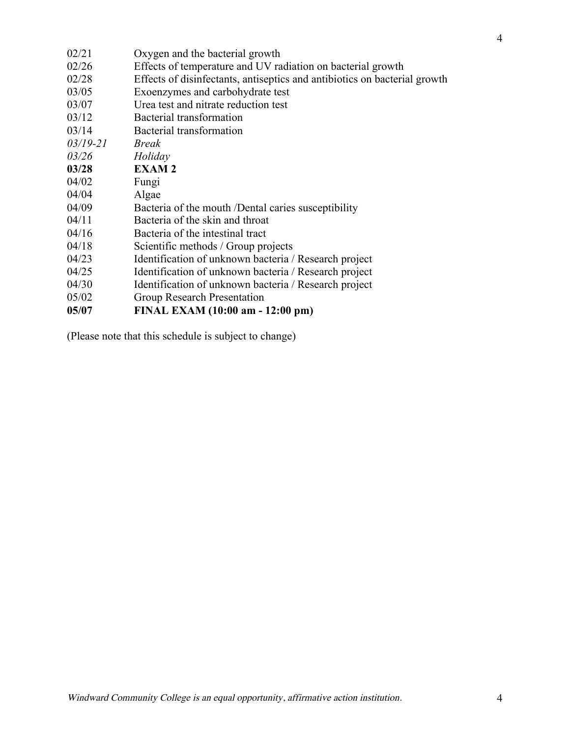| | |
|---|---|
| 02/21 | Oxygen and the bacterial growth |
| 02/26 | Effects of temperature and UV radiation on bacterial growth |
| 02/28 | Effects of disinfectants, antiseptics and antibiotics on bacterial growth |
| 03/05 | Exoenzymes and carbohydrate test |
| 03/07 | Urea test and nitrate reduction test |
| 03/12 | Bacterial transformation |
| 03/14 | Bacterial transformation |
| *03/19-21* | *Break* |
| *03/26* | *Holiday* |
| **03/28** | **EXAM 2** |
| 04/02 | Fungi |
| 04/04 | Algae |
| 04/09 | Bacteria of the mouth /Dental caries susceptibility |
| 04/11 | Bacteria of the skin and throat |
| 04/16 | Bacteria of the intestinal tract |
| 04/18 | Scientific methods / Group projects |
| 04/23 | Identification of unknown bacteria / Research project |
| 04/25 | Identification of unknown bacteria / Research project |
| 04/30 | Identification of unknown bacteria / Research project |
| 05/02 | Group Research Presentation |
| **05/07** | **FINAL EXAM (10:00 am - 12:00 pm)** |

(Please note that this schedule is subject to change)

*Windward Community College is an equal opportunity, affirmative action institution.*